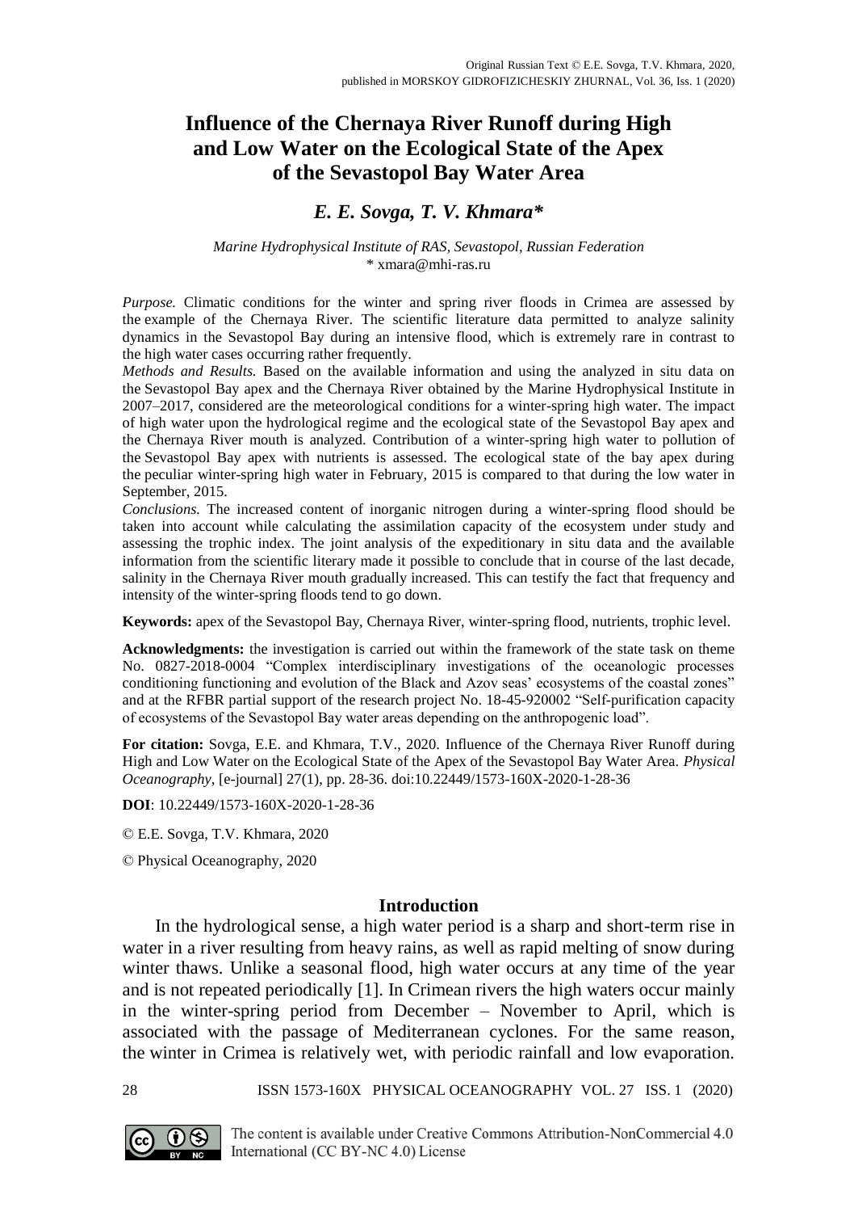Original Russian Text © E.E. Sovga, T.V. Khmara, 2020, published in MORSKOY GIDROFIZICHESKIY ZHURNAL, Vol. 36, Iss. 1 (2020)

# Influence of the Chernaya River Runoff during High and Low Water on the Ecological State of the Apex of the Sevastopol Bay Water Area

## *E. E. Sovga, T. V. Khmara\**

*Marine Hydrophysical Institute of RAS, Sevastopol, Russian Federation*
\* xmara@mhi-ras.ru

*Purpose.* Climatic conditions for the winter and spring river floods in Crimea are assessed by the example of the Chernaya River. The scientific literature data permitted to analyze salinity dynamics in the Sevastopol Bay during an intensive flood, which is extremely rare in contrast to the high water cases occurring rather frequently.

*Methods and Results.* Based on the available information and using the analyzed in situ data on the Sevastopol Bay apex and the Chernaya River obtained by the Marine Hydrophysical Institute in 2007–2017, considered are the meteorological conditions for a winter-spring high water. The impact of high water upon the hydrological regime and the ecological state of the Sevastopol Bay apex and the Chernaya River mouth is analyzed. Contribution of a winter-spring high water to pollution of the Sevastopol Bay apex with nutrients is assessed. The ecological state of the bay apex during the peculiar winter-spring high water in February, 2015 is compared to that during the low water in September, 2015.

*Conclusions.* The increased content of inorganic nitrogen during a winter-spring flood should be taken into account while calculating the assimilation capacity of the ecosystem under study and assessing the trophic index. The joint analysis of the expeditionary in situ data and the available information from the scientific literary made it possible to conclude that in course of the last decade, salinity in the Chernaya River mouth gradually increased. This can testify the fact that frequency and intensity of the winter-spring floods tend to go down.

**Keywords:** apex of the Sevastopol Bay, Chernaya River, winter-spring flood, nutrients, trophic level.

**Acknowledgments:** the investigation is carried out within the framework of the state task on theme No. 0827-2018-0004 "Complex interdisciplinary investigations of the oceanologic processes conditioning functioning and evolution of the Black and Azov seas' ecosystems of the coastal zones" and at the RFBR partial support of the research project No. 18-45-920002 "Self-purification capacity of ecosystems of the Sevastopol Bay water areas depending on the anthropogenic load".

**For citation:** Sovga, E.E. and Khmara, T.V., 2020. Influence of the Chernaya River Runoff during High and Low Water on the Ecological State of the Apex of the Sevastopol Bay Water Area. *Physical Oceanography*, [e-journal] 27(1), pp. 28-36. doi:10.22449/1573-160X-2020-1-28-36

**DOI**: 10.22449/1573-160X-2020-1-28-36

© E.E. Sovga, T.V. Khmara, 2020

© Physical Oceanography, 2020

## Introduction

In the hydrological sense, a high water period is a sharp and short-term rise in water in a river resulting from heavy rains, as well as rapid melting of snow during winter thaws. Unlike a seasonal flood, high water occurs at any time of the year and is not repeated periodically [1]. In Crimean rivers the high waters occur mainly in the winter-spring period from December – November to April, which is associated with the passage of Mediterranean cyclones. For the same reason, the winter in Crimea is relatively wet, with periodic rainfall and low evaporation.

The content is available under Creative Commons Attribution-NonCommercial 4.0 International (CC BY-NC 4.0) License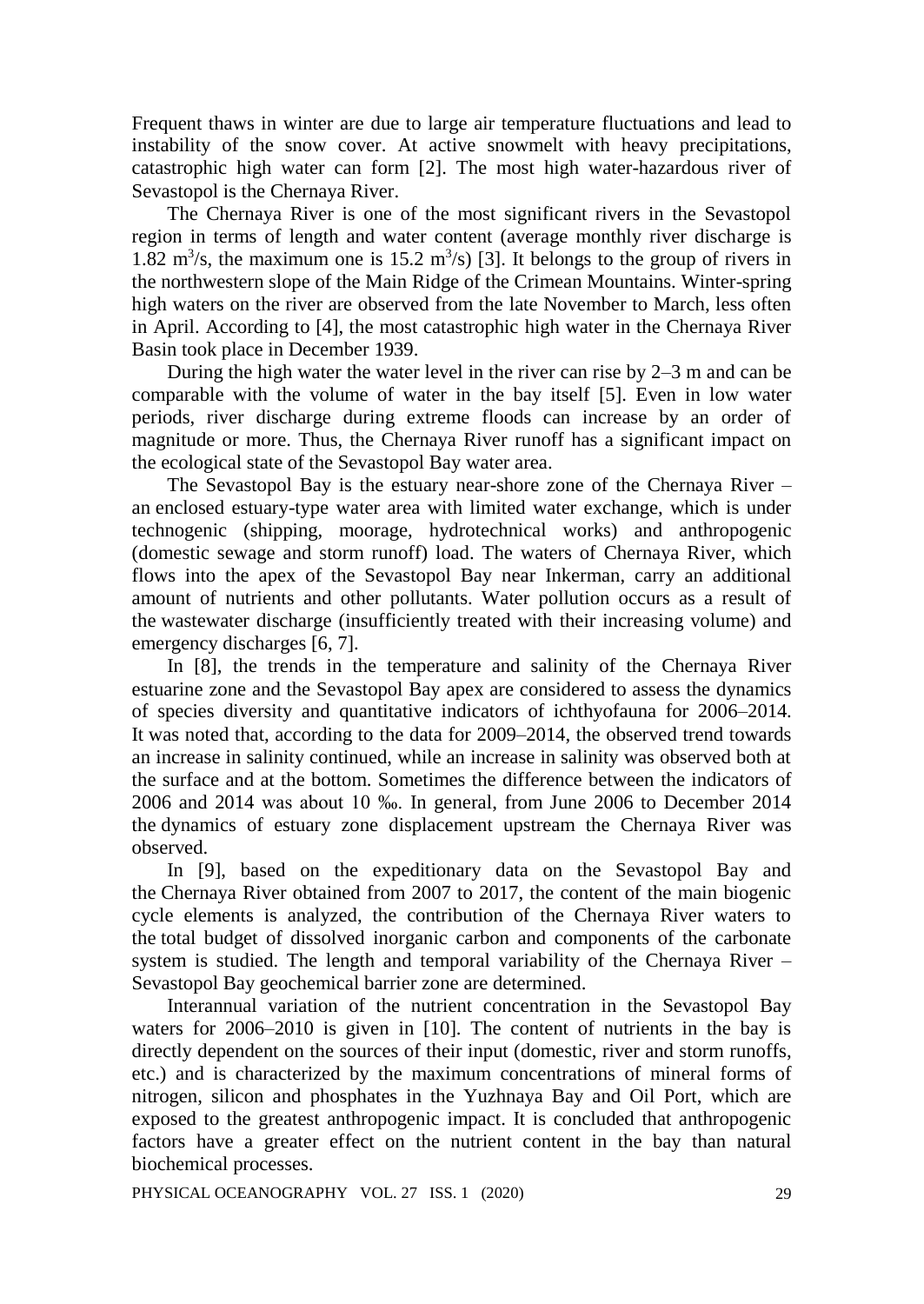Frequent thaws in winter are due to large air temperature fluctuations and lead to instability of the snow cover. At active snowmelt with heavy precipitations, catastrophic high water can form [2]. The most high water-hazardous river of Sevastopol is the Chernaya River.

The Chernaya River is one of the most significant rivers in the Sevastopol region in terms of length and water content (average monthly river discharge is 1.82 $m^3/s$, the maximum one is 15.2 $m^3/s$) [3]. It belongs to the group of rivers in the northwestern slope of the Main Ridge of the Crimean Mountains. Winter-spring high waters on the river are observed from the late November to March, less often in April. According to [4], the most catastrophic high water in the Chernaya River Basin took place in December 1939.

During the high water the water level in the river can rise by 2–3 m and can be comparable with the volume of water in the bay itself [5]. Even in low water periods, river discharge during extreme floods can increase by an order of magnitude or more. Thus, the Chernaya River runoff has a significant impact on the ecological state of the Sevastopol Bay water area.

The Sevastopol Bay is the estuary near-shore zone of the Chernaya River – an enclosed estuary-type water area with limited water exchange, which is under technogenic (shipping, moorage, hydrotechnical works) and anthropogenic (domestic sewage and storm runoff) load. The waters of Chernaya River, which flows into the apex of the Sevastopol Bay near Inkerman, carry an additional amount of nutrients and other pollutants. Water pollution occurs as a result of the wastewater discharge (insufficiently treated with their increasing volume) and emergency discharges [6, 7].

In [8], the trends in the temperature and salinity of the Chernaya River estuarine zone and the Sevastopol Bay apex are considered to assess the dynamics of species diversity and quantitative indicators of ichthyofauna for 2006–2014. It was noted that, according to the data for 2009–2014, the observed trend towards an increase in salinity continued, while an increase in salinity was observed both at the surface and at the bottom. Sometimes the difference between the indicators of 2006 and 2014 was about 10 ‰. In general, from June 2006 to December 2014 the dynamics of estuary zone displacement upstream the Chernaya River was observed.

In [9], based on the expeditionary data on the Sevastopol Bay and the Chernaya River obtained from 2007 to 2017, the content of the main biogenic cycle elements is analyzed, the contribution of the Chernaya River waters to the total budget of dissolved inorganic carbon and components of the carbonate system is studied. The length and temporal variability of the Chernaya River – Sevastopol Bay geochemical barrier zone are determined.

Interannual variation of the nutrient concentration in the Sevastopol Bay waters for 2006–2010 is given in [10]. The content of nutrients in the bay is directly dependent on the sources of their input (domestic, river and storm runoffs, etc.) and is characterized by the maximum concentrations of mineral forms of nitrogen, silicon and phosphates in the Yuzhnaya Bay and Oil Port, which are exposed to the greatest anthropogenic impact. It is concluded that anthropogenic factors have a greater effect on the nutrient content in the bay than natural biochemical processes.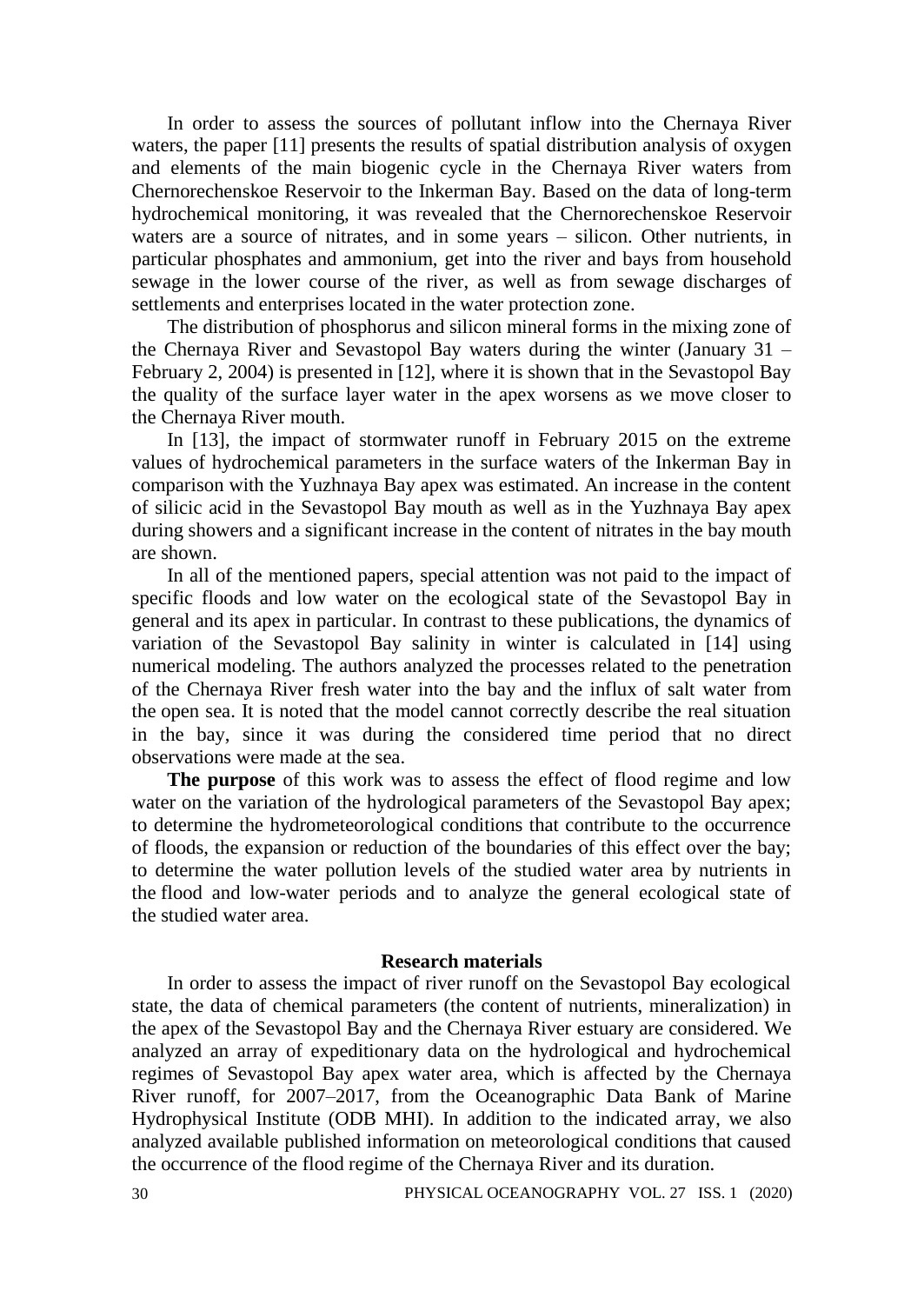In order to assess the sources of pollutant inflow into the Chernaya River waters, the paper [11] presents the results of spatial distribution analysis of oxygen and elements of the main biogenic cycle in the Chernaya River waters from Chernorechenskoe Reservoir to the Inkerman Bay. Based on the data of long-term hydrochemical monitoring, it was revealed that the Chernorechenskoe Reservoir waters are a source of nitrates, and in some years – silicon. Other nutrients, in particular phosphates and ammonium, get into the river and bays from household sewage in the lower course of the river, as well as from sewage discharges of settlements and enterprises located in the water protection zone.

The distribution of phosphorus and silicon mineral forms in the mixing zone of the Chernaya River and Sevastopol Bay waters during the winter (January 31 – February 2, 2004) is presented in [12], where it is shown that in the Sevastopol Bay the quality of the surface layer water in the apex worsens as we move closer to the Chernaya River mouth.

In [13], the impact of stormwater runoff in February 2015 on the extreme values of hydrochemical parameters in the surface waters of the Inkerman Bay in comparison with the Yuzhnaya Bay apex was estimated. An increase in the content of silicic acid in the Sevastopol Bay mouth as well as in the Yuzhnaya Bay apex during showers and a significant increase in the content of nitrates in the bay mouth are shown.

In all of the mentioned papers, special attention was not paid to the impact of specific floods and low water on the ecological state of the Sevastopol Bay in general and its apex in particular. In contrast to these publications, the dynamics of variation of the Sevastopol Bay salinity in winter is calculated in [14] using numerical modeling. The authors analyzed the processes related to the penetration of the Chernaya River fresh water into the bay and the influx of salt water from the open sea. It is noted that the model cannot correctly describe the real situation in the bay, since it was during the considered time period that no direct observations were made at the sea.

**The purpose** of this work was to assess the effect of flood regime and low water on the variation of the hydrological parameters of the Sevastopol Bay apex; to determine the hydrometeorological conditions that contribute to the occurrence of floods, the expansion or reduction of the boundaries of this effect over the bay; to determine the water pollution levels of the studied water area by nutrients in the flood and low-water periods and to analyze the general ecological state of the studied water area.

## Research materials

In order to assess the impact of river runoff on the Sevastopol Bay ecological state, the data of chemical parameters (the content of nutrients, mineralization) in the apex of the Sevastopol Bay and the Chernaya River estuary are considered. We analyzed an array of expeditionary data on the hydrological and hydrochemical regimes of Sevastopol Bay apex water area, which is affected by the Chernaya River runoff, for 2007–2017, from the Oceanographic Data Bank of Marine Hydrophysical Institute (ODB MHI). In addition to the indicated array, we also analyzed available published information on meteorological conditions that caused the occurrence of the flood regime of the Chernaya River and its duration.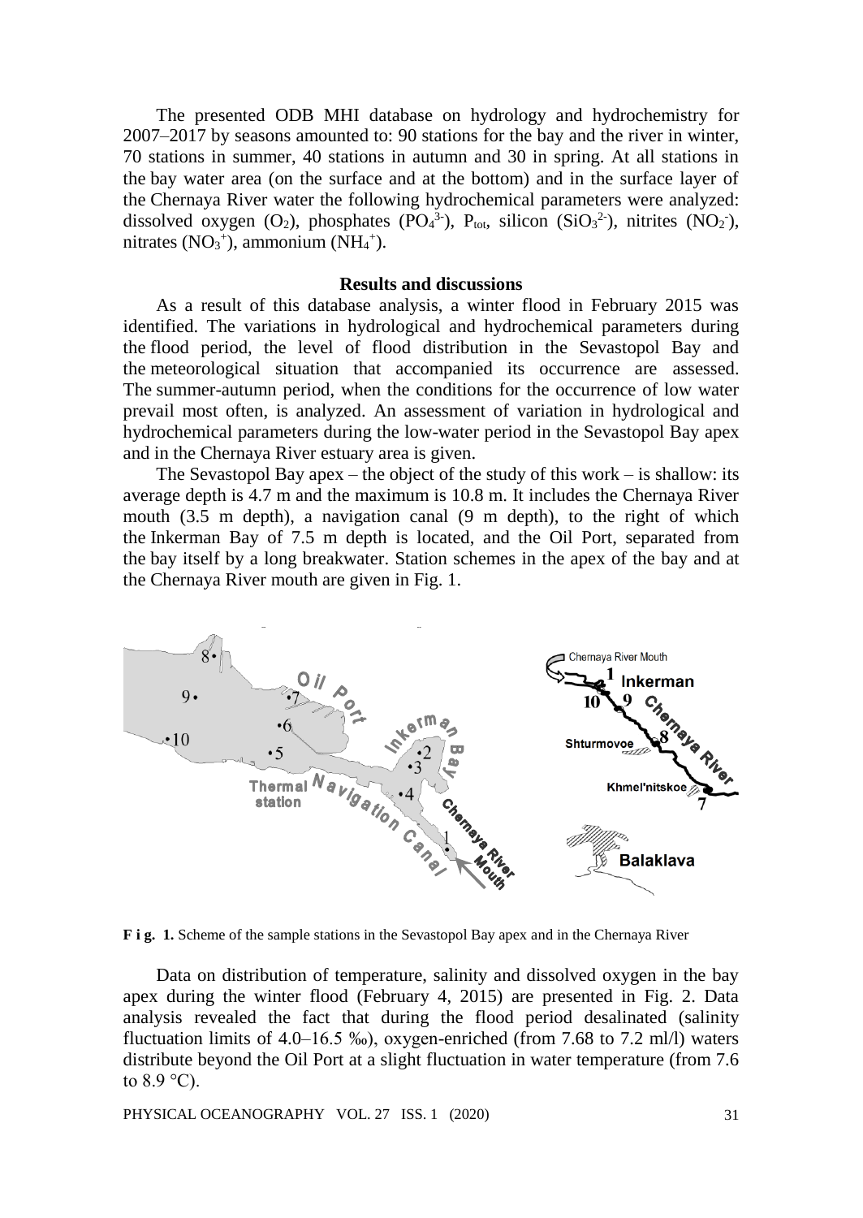The presented ODB MHI database on hydrology and hydrochemistry for 2007–2017 by seasons amounted to: 90 stations for the bay and the river in winter, 70 stations in summer, 40 stations in autumn and 30 in spring. At all stations in the bay water area (on the surface and at the bottom) and in the surface layer of the Chernaya River water the following hydrochemical parameters were analyzed: dissolved oxygen ($O_2$), phosphates ($PO_4^{3-}$), $P_{tot}$, silicon ($SiO_3^{2-}$), nitrites ($NO_2^-$), nitrates ($NO_3^+$), ammonium ($NH_4^+$).

## Results and discussions

As a result of this database analysis, a winter flood in February 2015 was identified. The variations in hydrological and hydrochemical parameters during the flood period, the level of flood distribution in the Sevastopol Bay and the meteorological situation that accompanied its occurrence are assessed. The summer-autumn period, when the conditions for the occurrence of low water prevail most often, is analyzed. An assessment of variation in hydrological and hydrochemical parameters during the low-water period in the Sevastopol Bay apex and in the Chernaya River estuary area is given.

The Sevastopol Bay apex – the object of the study of this work – is shallow: its average depth is 4.7 m and the maximum is 10.8 m. It includes the Chernaya River mouth (3.5 m depth), a navigation canal (9 m depth), to the right of which the Inkerman Bay of 7.5 m depth is located, and the Oil Port, separated from the bay itself by a long breakwater. Station schemes in the apex of the bay and at the Chernaya River mouth are given in Fig. 1.

**F i g. 1.** Scheme of the sample stations in the Sevastopol Bay apex and in the Chernaya River

Data on distribution of temperature, salinity and dissolved oxygen in the bay apex during the winter flood (February 4, 2015) are presented in Fig. 2. Data analysis revealed the fact that during the flood period desalinated (salinity fluctuation limits of 4.0–16.5 ‰), oxygen-enriched (from 7.68 to 7.2 ml/l) waters distribute beyond the Oil Port at a slight fluctuation in water temperature (from 7.6 to 8.9 °C).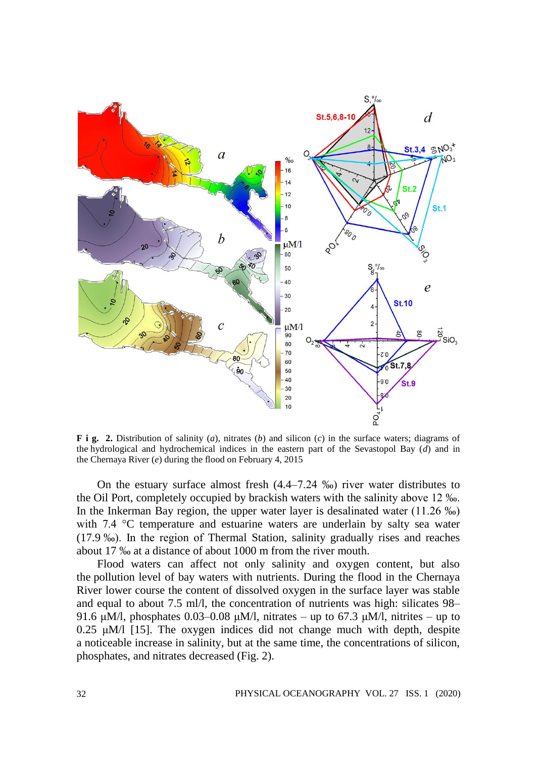**F i g. 2.** Distribution of salinity (*a*), nitrates (*b*) and silicon (*c*) in the surface waters; diagrams of the hydrological and hydrochemical indices in the eastern part of the Sevastopol Bay (*d*) and in the Chernaya River (*e*) during the flood on February 4, 2015

On the estuary surface almost fresh (4.4–7.24 ‰) river water distributes to the Oil Port, completely occupied by brackish waters with the salinity above 12 ‰. In the Inkerman Bay region, the upper water layer is desalinated water (11.26 ‰) with 7.4 °C temperature and estuarine waters are underlain by salty sea water (17.9 ‰). In the region of Thermal Station, salinity gradually rises and reaches about 17 ‰ at a distance of about 1000 m from the river mouth.

Flood waters can affect not only salinity and oxygen content, but also the pollution level of bay waters with nutrients. During the flood in the Chernaya River lower course the content of dissolved oxygen in the surface layer was stable and equal to about 7.5 ml/l, the concentration of nutrients was high: silicates 98–91.6 μM/l, phosphates 0.03–0.08 μM/l, nitrates – up to 67.3 μM/l, nitrites – up to 0.25 μM/l [15]. The oxygen indices did not change much with depth, despite a noticeable increase in salinity, but at the same time, the concentrations of silicon, phosphates, and nitrates decreased (Fig. 2).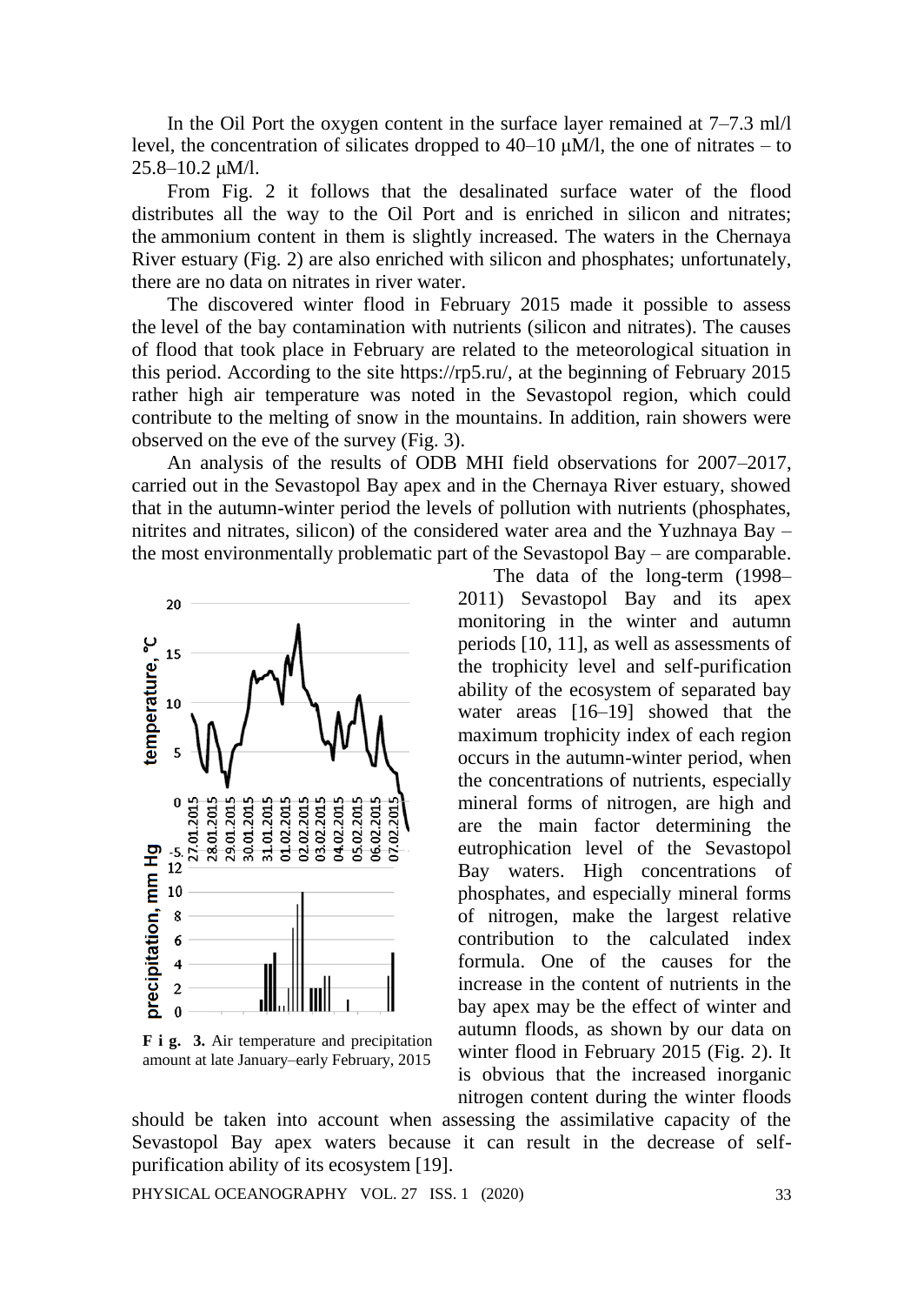In the Oil Port the oxygen content in the surface layer remained at 7–7.3 ml/l level, the concentration of silicates dropped to 40–10 μM/l, the one of nitrates – to 25.8–10.2 μM/l.

From Fig. 2 it follows that the desalinated surface water of the flood distributes all the way to the Oil Port and is enriched in silicon and nitrates; the ammonium content in them is slightly increased. The waters in the Chernaya River estuary (Fig. 2) are also enriched with silicon and phosphates; unfortunately, there are no data on nitrates in river water.

The discovered winter flood in February 2015 made it possible to assess the level of the bay contamination with nutrients (silicon and nitrates). The causes of flood that took place in February are related to the meteorological situation in this period. According to the site https://rp5.ru/, at the beginning of February 2015 rather high air temperature was noted in the Sevastopol region, which could contribute to the melting of snow in the mountains. In addition, rain showers were observed on the eve of the survey (Fig. 3).

An analysis of the results of ODB MHI field observations for 2007–2017, carried out in the Sevastopol Bay apex and in the Chernaya River estuary, showed that in the autumn-winter period the levels of pollution with nutrients (phosphates, nitrites and nitrates, silicon) of the considered water area and the Yuzhnaya Bay – the most environmentally problematic part of the Sevastopol Bay – are comparable.

**F i g. 3.** Air temperature and precipitation amount at late January–early February, 2015

The data of the long-term (1998–2011) Sevastopol Bay and its apex monitoring in the winter and autumn periods [10, 11], as well as assessments of the trophicity level and self-purification ability of the ecosystem of separated bay water areas [16–19] showed that the maximum trophicity index of each region occurs in the autumn-winter period, when the concentrations of nutrients, especially mineral forms of nitrogen, are high and are the main factor determining the eutrophication level of the Sevastopol Bay waters. High concentrations of phosphates, and especially mineral forms of nitrogen, make the largest relative contribution to the calculated index formula. One of the causes for the increase in the content of nutrients in the bay apex may be the effect of winter and autumn floods, as shown by our data on winter flood in February 2015 (Fig. 2). It is obvious that the increased inorganic nitrogen content during the winter floods should be taken into account when assessing the assimilative capacity of the Sevastopol Bay apex waters because it can result in the decrease of self-purification ability of its ecosystem [19].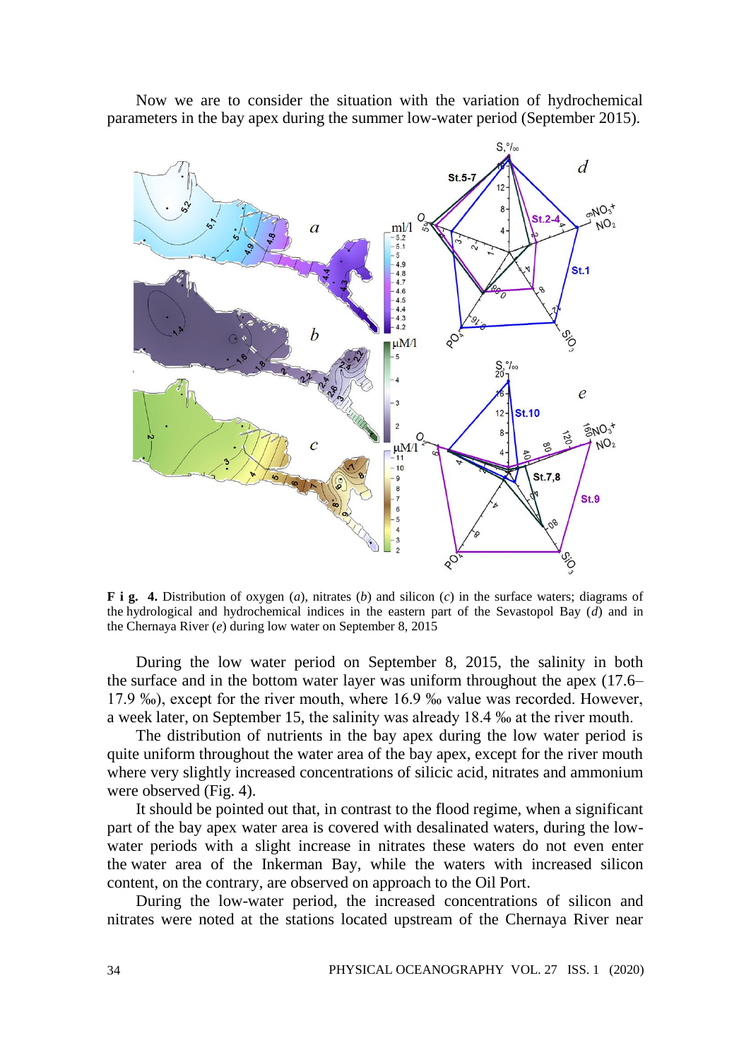Now we are to consider the situation with the variation of hydrochemical parameters in the bay apex during the summer low-water period (September 2015).

**F i g. 4.** Distribution of oxygen (*a*), nitrates (*b*) and silicon (*c*) in the surface waters; diagrams of the hydrological and hydrochemical indices in the eastern part of the Sevastopol Bay (*d*) and in the Chernaya River (*e*) during low water on September 8, 2015

During the low water period on September 8, 2015, the salinity in both the surface and in the bottom water layer was uniform throughout the apex (17.6–17.9 ‰), except for the river mouth, where 16.9 ‰ value was recorded. However, a week later, on September 15, the salinity was already 18.4 ‰ at the river mouth.

The distribution of nutrients in the bay apex during the low water period is quite uniform throughout the water area of the bay apex, except for the river mouth where very slightly increased concentrations of silicic acid, nitrates and ammonium were observed (Fig. 4).

It should be pointed out that, in contrast to the flood regime, when a significant part of the bay apex water area is covered with desalinated waters, during the low-water periods with a slight increase in nitrates these waters do not even enter the water area of the Inkerman Bay, while the waters with increased silicon content, on the contrary, are observed on approach to the Oil Port.

During the low-water period, the increased concentrations of silicon and nitrates were noted at the stations located upstream of the Chernaya River near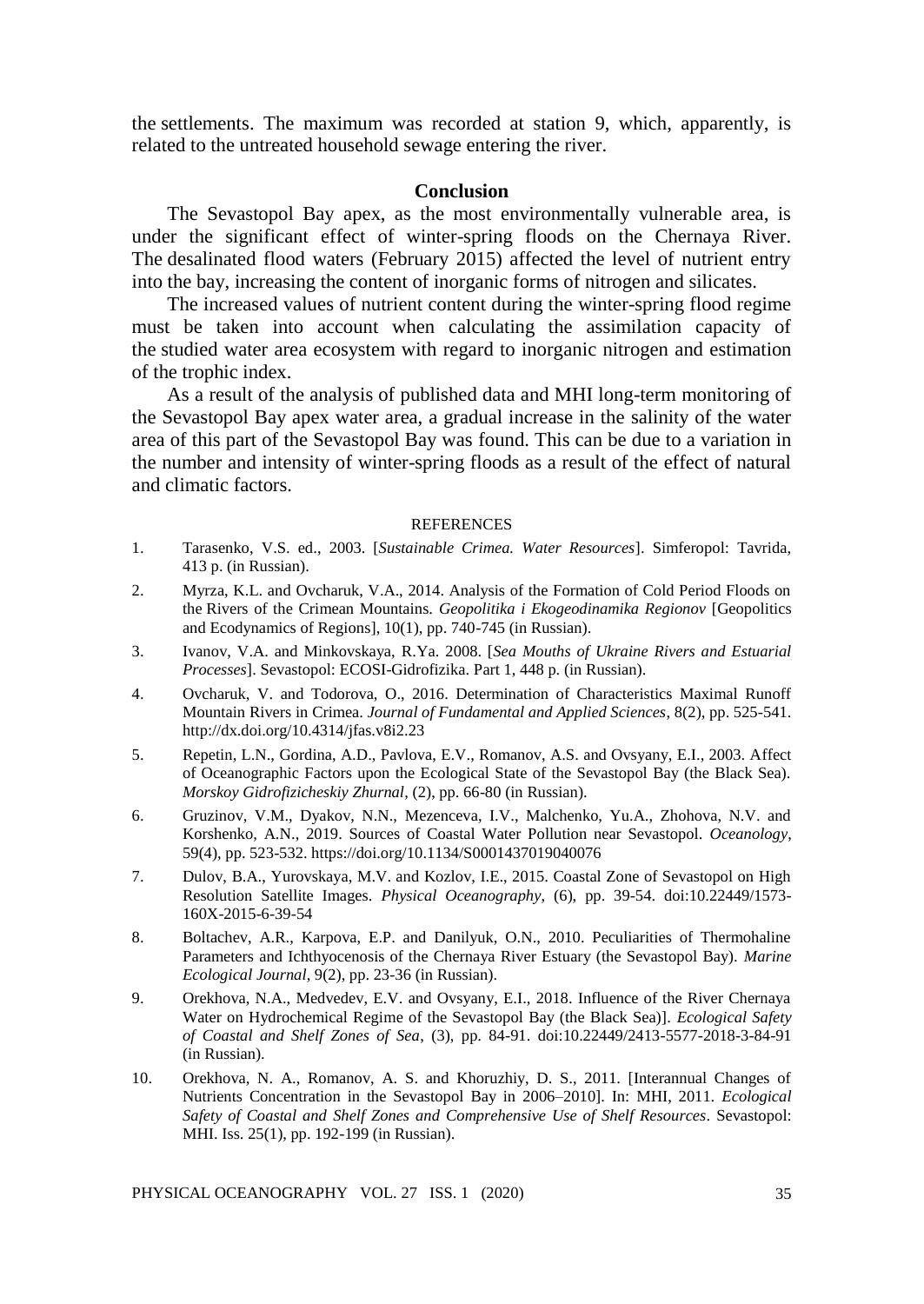the settlements. The maximum was recorded at station 9, which, apparently, is related to the untreated household sewage entering the river.

## Conclusion

The Sevastopol Bay apex, as the most environmentally vulnerable area, is under the significant effect of winter-spring floods on the Chernaya River. The desalinated flood waters (February 2015) affected the level of nutrient entry into the bay, increasing the content of inorganic forms of nitrogen and silicates.

The increased values of nutrient content during the winter-spring flood regime must be taken into account when calculating the assimilation capacity of the studied water area ecosystem with regard to inorganic nitrogen and estimation of the trophic index.

As a result of the analysis of published data and MHI long-term monitoring of the Sevastopol Bay apex water area, a gradual increase in the salinity of the water area of this part of the Sevastopol Bay was found. This can be due to a variation in the number and intensity of winter-spring floods as a result of the effect of natural and climatic factors.

### REFERENCES

1. Tarasenko, V.S. ed., 2003. [*Sustainable Crimea. Water Resources*]. Simferopol: Tavrida, 413 p. (in Russian).
2. Myrza, K.L. and Ovcharuk, V.A., 2014. Analysis of the Formation of Cold Period Floods on the Rivers of the Crimean Mountains. *Geopolitika i Ekogeodinamika Regionov* [Geopolitics and Ecodynamics of Regions], 10(1), pp. 740-745 (in Russian).
3. Ivanov, V.A. and Minkovskaya, R.Ya. 2008. [*Sea Mouths of Ukraine Rivers and Estuarial Processes*]. Sevastopol: ECOSI-Gidrofizika. Part 1, 448 p. (in Russian).
4. Ovcharuk, V. and Todorova, O., 2016. Determination of Characteristics Maximal Runoff Mountain Rivers in Crimea. *Journal of Fundamental and Applied Sciences*, 8(2), pp. 525-541. http://dx.doi.org/10.4314/jfas.v8i2.23
5. Repetin, L.N., Gordina, A.D., Pavlova, E.V., Romanov, A.S. and Ovsyany, E.I., 2003. Affect of Oceanographic Factors upon the Ecological State of the Sevastopol Bay (the Black Sea). *Morskoy Gidrofizicheskiy Zhurnal*, (2), pp. 66-80 (in Russian).
6. Gruzinov, V.M., Dyakov, N.N., Mezenceva, I.V., Malchenko, Yu.A., Zhohova, N.V. and Korshenko, A.N., 2019. Sources of Coastal Water Pollution near Sevastopol. *Oceanology*, 59(4), pp. 523-532. https://doi.org/10.1134/S0001437019040076
7. Dulov, B.A., Yurovskaya, M.V. and Kozlov, I.E., 2015. Coastal Zone of Sevastopol on High Resolution Satellite Images. *Physical Oceanography*, (6), pp. 39-54. doi:10.22449/1573-160X-2015-6-39-54
8. Boltachev, A.R., Karpova, E.P. and Danilyuk, O.N., 2010. Peculiarities of Thermohaline Parameters and Ichthyocenosis of the Chernaya River Estuary (the Sevastopol Bay). *Marine Ecological Journal*, 9(2), pp. 23-36 (in Russian).
9. Orekhova, N.A., Medvedev, E.V. and Ovsyany, E.I., 2018. Influence of the River Chernaya Water on Hydrochemical Regime of the Sevastopol Bay (the Black Sea)]. *Ecological Safety of Coastal and Shelf Zones of Sea*, (3), pp. 84-91. doi:10.22449/2413-5577-2018-3-84-91 (in Russian).
10. Orekhova, N. A., Romanov, A. S. and Khoruzhiy, D. S., 2011. [Interannual Changes of Nutrients Concentration in the Sevastopol Bay in 2006–2010]. In: MHI, 2011. *Ecological Safety of Coastal and Shelf Zones and Comprehensive Use of Shelf Resources*. Sevastopol: MHI. Iss. 25(1), pp. 192-199 (in Russian).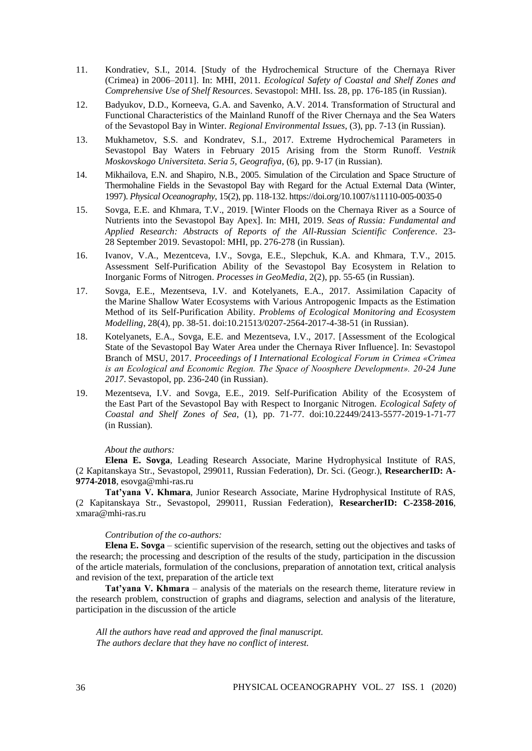11. Kondratiev, S.I., 2014. [Study of the Hydrochemical Structure of the Chernaya River (Crimea) in 2006–2011]. In: MHI, 2011. *Ecological Safety of Coastal and Shelf Zones and Comprehensive Use of Shelf Resources*. Sevastopol: MHI. Iss. 28, pp. 176-185 (in Russian).

12. Badyukov, D.D., Korneeva, G.A. and Savenko, A.V. 2014. Transformation of Structural and Functional Characteristics of the Mainland Runoff of the River Chernaya and the Sea Waters of the Sevastopol Bay in Winter. *Regional Environmental Issues*, (3), pp. 7-13 (in Russian).

13. Mukhametov, S.S. and Kondratev, S.I., 2017. Extreme Hydrochemical Parameters in Sevastopol Bay Waters in February 2015 Arising from the Storm Runoff. *Vestnik Moskovskogo Universiteta. Seria 5, Geografiya*, (6), pp. 9-17 (in Russian).

14. Mikhailova, E.N. and Shapiro, N.B., 2005. Simulation of the Circulation and Space Structure of Thermohaline Fields in the Sevastopol Bay with Regard for the Actual External Data (Winter, 1997). *Physical Oceanography*, 15(2), pp. 118-132. https://doi.org/10.1007/s11110-005-0035-0

15. Sovga, E.E. and Khmara, T.V., 2019. [Winter Floods on the Chernaya River as a Source of Nutrients into the Sevastopol Bay Apex]. In: MHI, 2019. *Seas of Russia: Fundamental and Applied Research: Abstracts of Reports of the All-Russian Scientific Conference*. 23-28 September 2019. Sevastopol: MHI, pp. 276-278 (in Russian).

16. Ivanov, V.A., Mezentceva, I.V., Sovga, E.E., Slepchuk, K.A. and Khmara, T.V., 2015. Assessment Self-Purification Ability of the Sevastopol Bay Ecosystem in Relation to Inorganic Forms of Nitrogen. *Processes in GeoMedia*, 2(2), pp. 55-65 (in Russian).

17. Sovga, E.E., Mezentseva, I.V. and Kotelyanets, E.A., 2017. Assimilation Capacity of the Marine Shallow Water Ecosystems with Various Antropogenic Impacts as the Estimation Method of its Self-Purification Ability. *Problems of Ecological Monitoring and Ecosystem Modelling*, 28(4), pp. 38-51. doi:10.21513/0207-2564-2017-4-38-51 (in Russian).

18. Kotelyanets, E.A., Sovga, E.E. and Mezentseva, I.V., 2017. [Assessment of the Ecological State of the Sevastopol Bay Water Area under the Chernaya River Influence]. In: Sevastopol Branch of MSU, 2017. *Proceedings of I International Ecological Forum in Crimea «Crimea is an Ecological and Economic Region. The Space of Noosphere Development». 20-24 June 2017*. Sevastopol, pp. 236-240 (in Russian).

19. Mezentseva, I.V. and Sovga, E.E., 2019. Self-Purification Ability of the Ecosystem of the East Part of the Sevastopol Bay with Respect to Inorganic Nitrogen. *Ecological Safety of Coastal and Shelf Zones of Sea*, (1), pp. 71-77. doi:10.22449/2413-5577-2019-1-71-77 (in Russian).

*About the authors:*

**Elena E. Sovga**, Leading Research Associate, Marine Hydrophysical Institute of RAS, (2 Kapitanskaya Str., Sevastopol, 299011, Russian Federation), Dr. Sci. (Geogr.), **ResearcherID: A-9774-2018**, esovga@mhi-ras.ru

**Tat'yana V. Khmara**, Junior Research Associate, Marine Hydrophysical Institute of RAS, (2 Kapitanskaya Str., Sevastopol, 299011, Russian Federation), **ResearcherID: C-2358-2016**, xmara@mhi-ras.ru

*Contribution of the co-authors:*

**Elena E. Sovga** – scientific supervision of the research, setting out the objectives and tasks of the research; the processing and description of the results of the study, participation in the discussion of the article materials, formulation of the conclusions, preparation of annotation text, critical analysis and revision of the text, preparation of the article text

**Tat'yana V. Khmara** – analysis of the materials on the research theme, literature review in the research problem, construction of graphs and diagrams, selection and analysis of the literature, participation in the discussion of the article

*All the authors have read and approved the final manuscript.*
*The authors declare that they have no conflict of interest.*